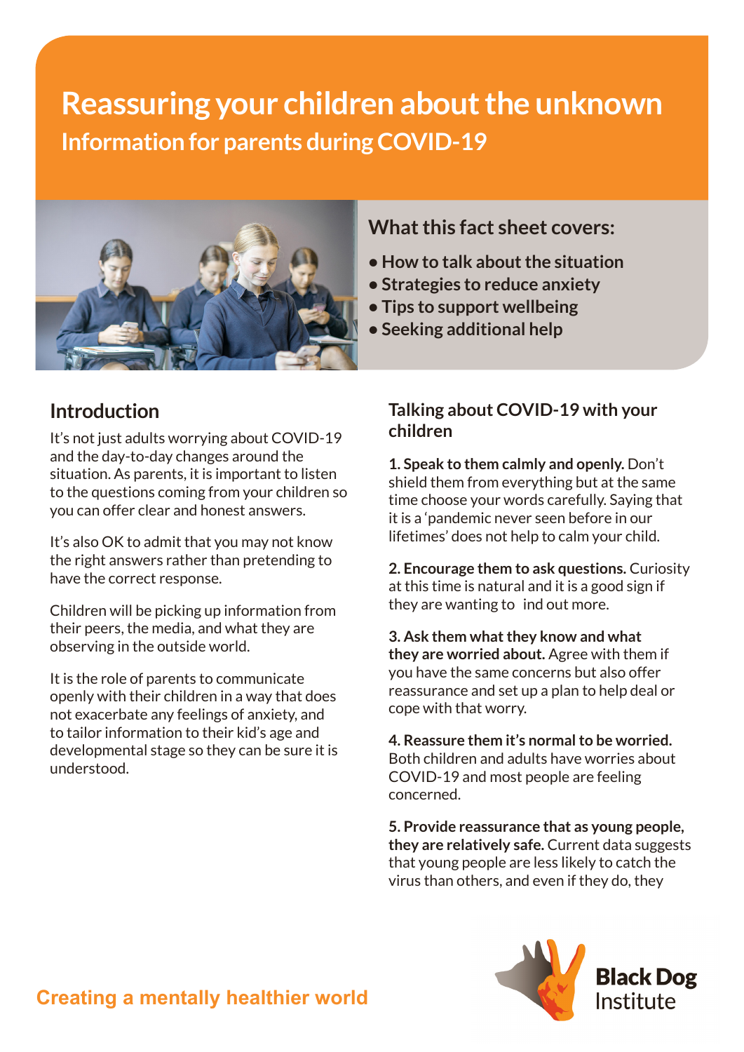# Reassuring your children about the unknown

## Information for parents during COVID-19

### What this fact sheet covers:

- How to talk about the situation
- Strategies to reduce anxiety
- Tips to support wellbeing
- Seeking additional help

## Introduction

It's not just adults worrying about COVID-19 and the day-to-day changes around the situation. As parents, it is important to listen to the questions coming from your children so you can offer clear and honest answers.

It's also OK to admit that you may not know the right answers rather than pretending to have the correct response.

Children will be picking up information from their peers, the media, and what they are observing in the outside world.

It is the role of parents to communicate openly with their children in a way that does not exacerbate any feelings of anxiety, and to tailor information to their kid's age and developmental stage so they can be sure it is understood.

## Talking about COVID-19 with your children

**1. Speak to them calmly and openly.** Don't shield them from everything but at the same time choose your words carefully. Saying that it is a 'pandemic never seen before in our lifetimes' does not help to calm your child.

**2. Encourage them to ask questions.** Curiosity at this time is natural and it is a good sign if they are wanting to ind out more.

**3. Ask them what they know and what they are worried about.** Agree with them if you have the same concerns but also offer reassurance and set up a plan to help deal or cope with that worry.

**4. Reassure them it's normal to be worried.** Both children and adults have worries about COVID-19 and most people are feeling concerned.

**5. Provide reassurance that as young people, they are relatively safe.** Current data suggests that young people are less likely to catch the virus than others, and even if they do, they

Creating a mentally healthier world

Black Dog Institute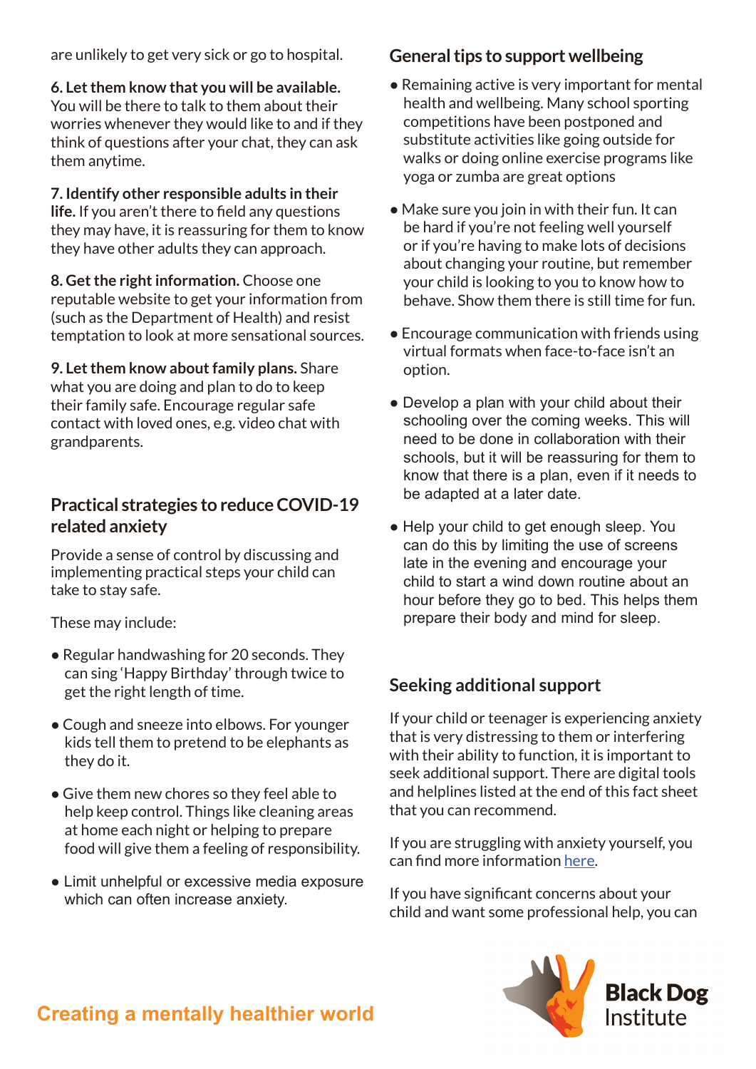are unlikely to get very sick or go to hospital.

**6. Let them know that you will be available.** You will be there to talk to them about their worries whenever they would like to and if they think of questions after your chat, they can ask them anytime.

**7. Identify other responsible adults in their life.** If you aren't there to field any questions they may have, it is reassuring for them to know they have other adults they can approach.

**8. Get the right information.** Choose one reputable website to get your information from (such as the Department of Health) and resist temptation to look at more sensational sources.

**9. Let them know about family plans.** Share what you are doing and plan to do to keep their family safe. Encourage regular safe contact with loved ones, e.g. video chat with grandparents.

## Practical strategies to reduce COVID-19 related anxiety

Provide a sense of control by discussing and implementing practical steps your child can take to stay safe.

These may include:

- Regular handwashing for 20 seconds. They can sing 'Happy Birthday' through twice to get the right length of time.
- Cough and sneeze into elbows. For younger kids tell them to pretend to be elephants as they do it.
- Give them new chores so they feel able to help keep control. Things like cleaning areas at home each night or helping to prepare food will give them a feeling of responsibility.
- Limit unhelpful or excessive media exposure which can often increase anxiety.

## General tips to support wellbeing

- Remaining active is very important for mental health and wellbeing. Many school sporting competitions have been postponed and substitute activities like going outside for walks or doing online exercise programs like yoga or zumba are great options
- Make sure you join in with their fun. It can be hard if you're not feeling well yourself or if you're having to make lots of decisions about changing your routine, but remember your child is looking to you to know how to behave. Show them there is still time for fun.
- Encourage communication with friends using virtual formats when face-to-face isn't an option.
- Develop a plan with your child about their schooling over the coming weeks. This will need to be done in collaboration with their schools, but it will be reassuring for them to know that there is a plan, even if it needs to be adapted at a later date.
- Help your child to get enough sleep. You can do this by limiting the use of screens late in the evening and encourage your child to start a wind down routine about an hour before they go to bed. This helps them prepare their body and mind for sleep.

## Seeking additional support

If your child or teenager is experiencing anxiety that is very distressing to them or interfering with their ability to function, it is important to seek additional support. There are digital tools and helplines listed at the end of this fact sheet that you can recommend.

If you are struggling with anxiety yourself, you can find more information here.

If you have significant concerns about your child and want some professional help, you can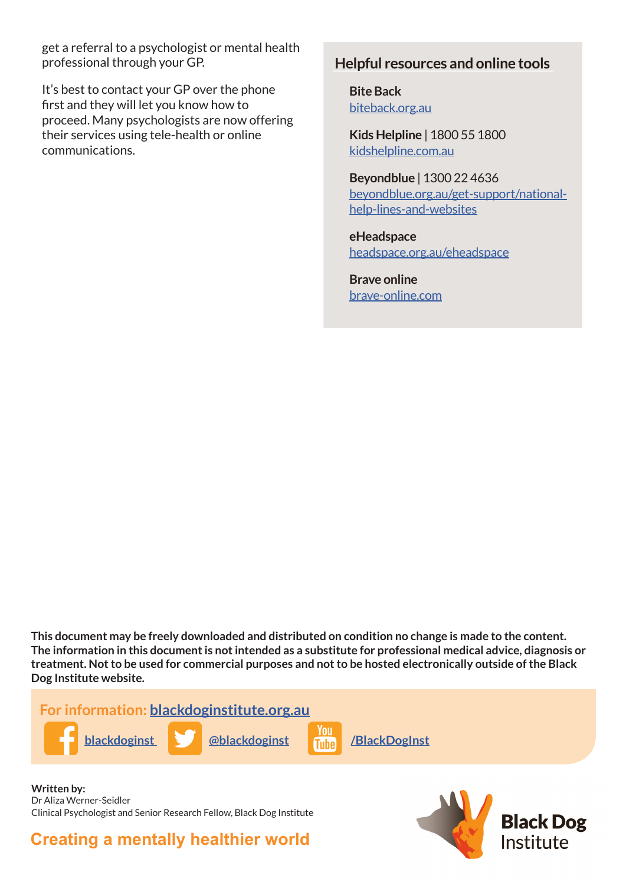get a referral to a psychologist or mental health professional through your GP.

It's best to contact your GP over the phone first and they will let you know how to proceed. Many psychologists are now offering their services using tele-health or online communications.

## Helpful resources and online tools

**Bite Back**
biteback.org.au

**Kids Helpline** | 1800 55 1800
kidshelpline.com.au

**Beyondblue** | 1300 22 4636
beyondblue.org.au/get-support/national-help-lines-and-websites

**eHeadspace**
headspace.org.au/eheadspace

**Brave online**
brave-online.com

**This document may be freely downloaded and distributed on condition no change is made to the content. The information in this document is not intended as a substitute for professional medical advice, diagnosis or treatment. Not to be used for commercial purposes and not to be hosted electronically outside of the Black Dog Institute website.**

For information: **blackdoginstitute.org.au**

blackdoginst @blackdoginst /BlackDogInst

**Written by:**
Dr Aliza Werner-Seidler
Clinical Psychologist and Senior Research Fellow, Black Dog Institute

**Creating a mentally healthier world**

Black Dog Institute